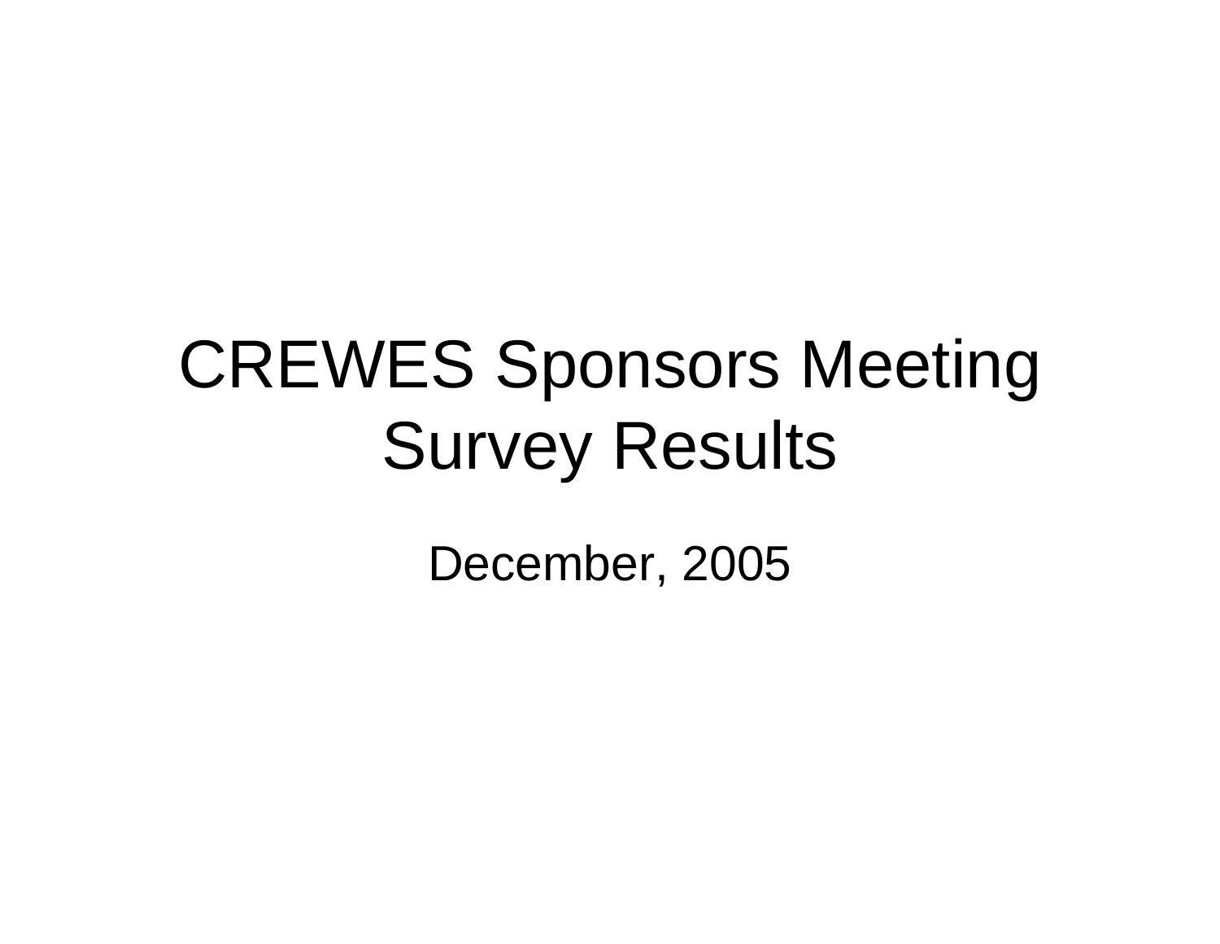# CREWES Sponsors Meeting Survey Results

December, 2005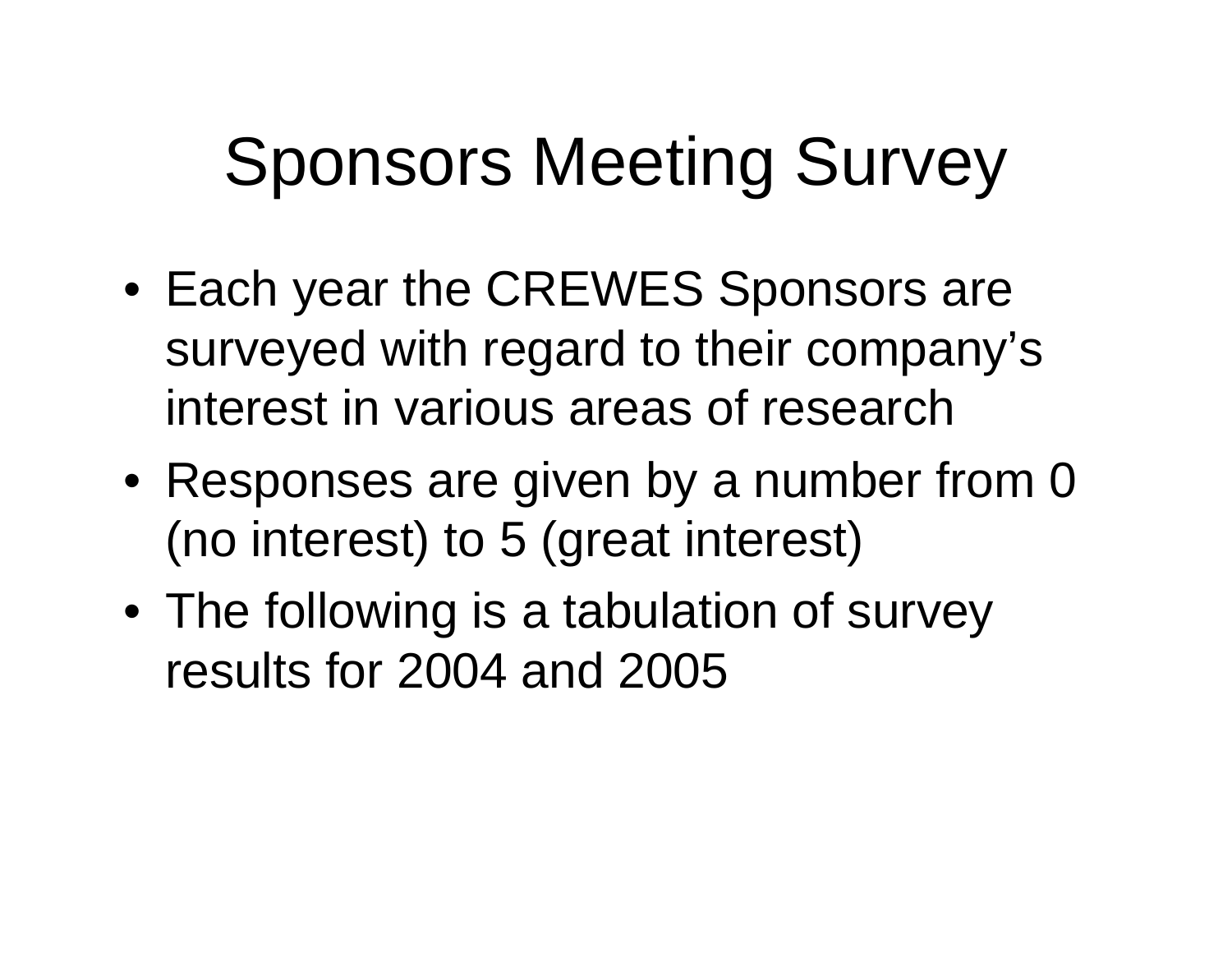# Sponsors Meeting Survey

- Each year the CREWES Sponsors are surveyed with regard to their company's interest in various areas of research
- Responses are given by a number from 0 (no interest) to 5 (great interest)
- The following is a tabulation of survey results for 2004 and 2005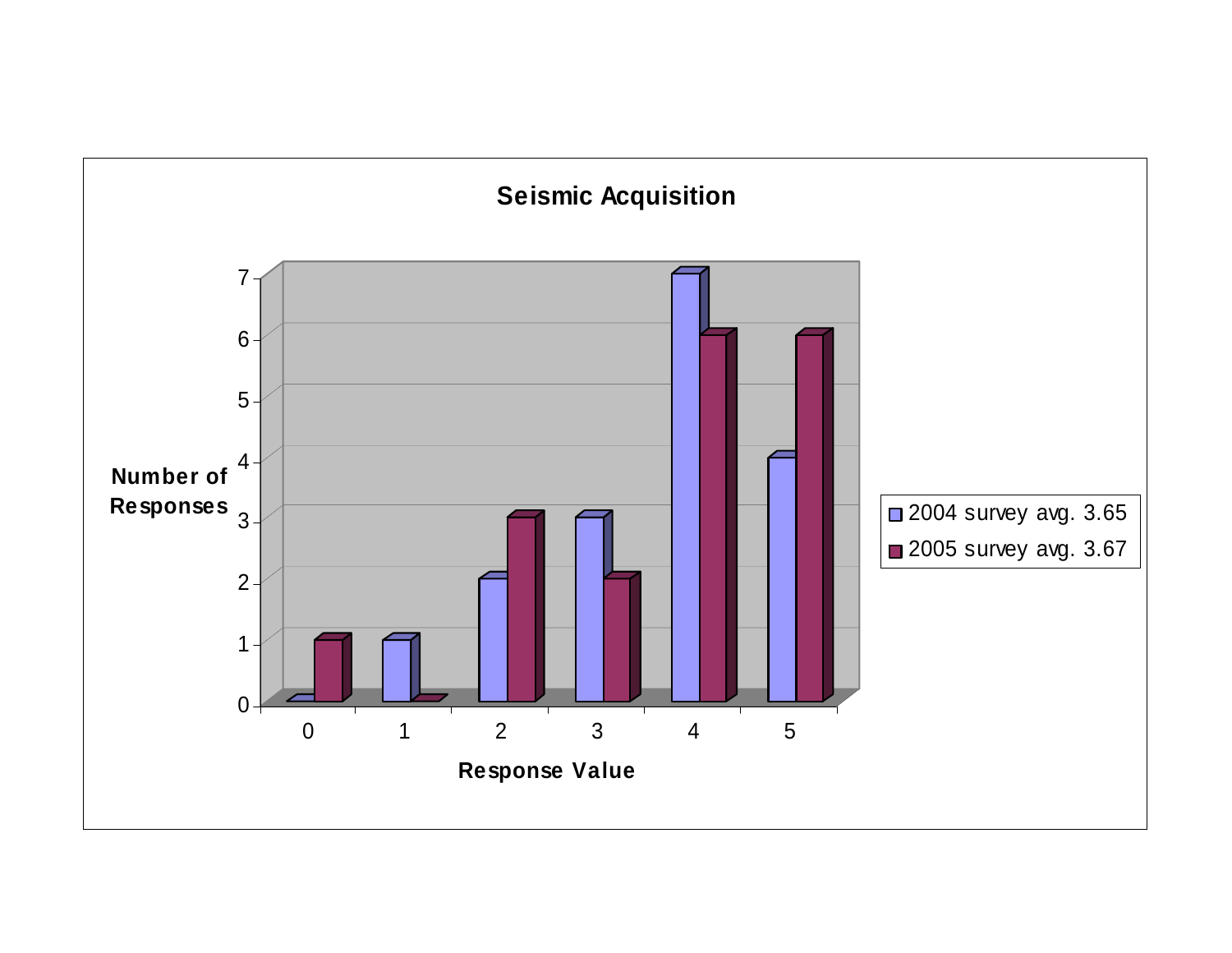## Seismic Acquisition

| Response Value | 2004 survey avg. 3.65 | 2005 survey avg. 3.67 |
| --- | --- | --- |
| 0 | 0 | 1 |
| 1 | 1 | 0 |
| 2 | 2 | 3 |
| 3 | 3 | 2 |
| 4 | 7 | 6 |
| 5 | 4 | 6 |

Number of Responses

Response Value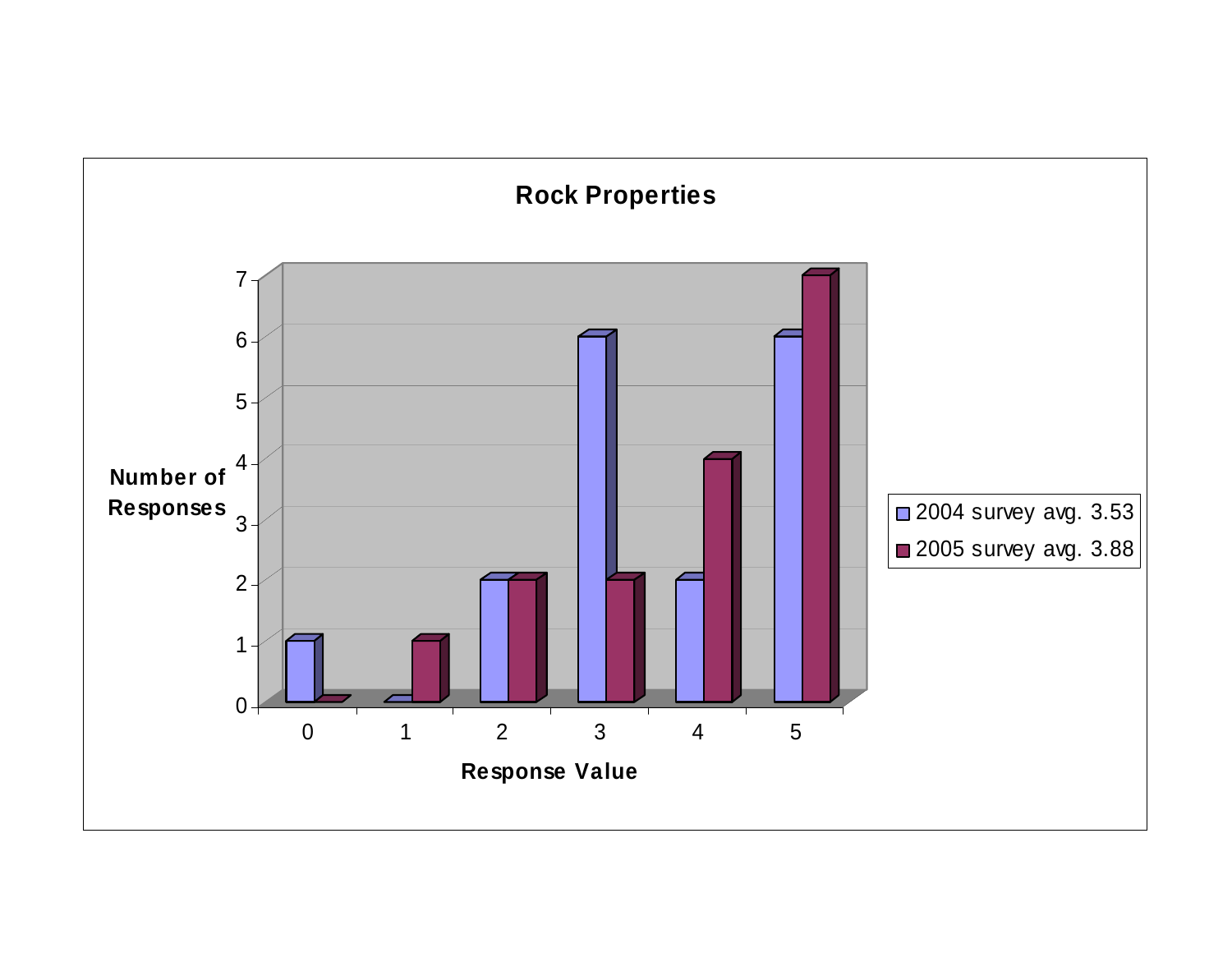## Rock Properties

| Response Value | 2004 survey avg. 3.53 | 2005 survey avg. 3.88 |
|---|---|---|
| 0 | 1 | 0 |
| 1 | 0 | 1 |
| 2 | 2 | 2 |
| 3 | 6 | 2 |
| 4 | 2 | 4 |
| 5 | 6 | 7 |

Number of Responses

Response Value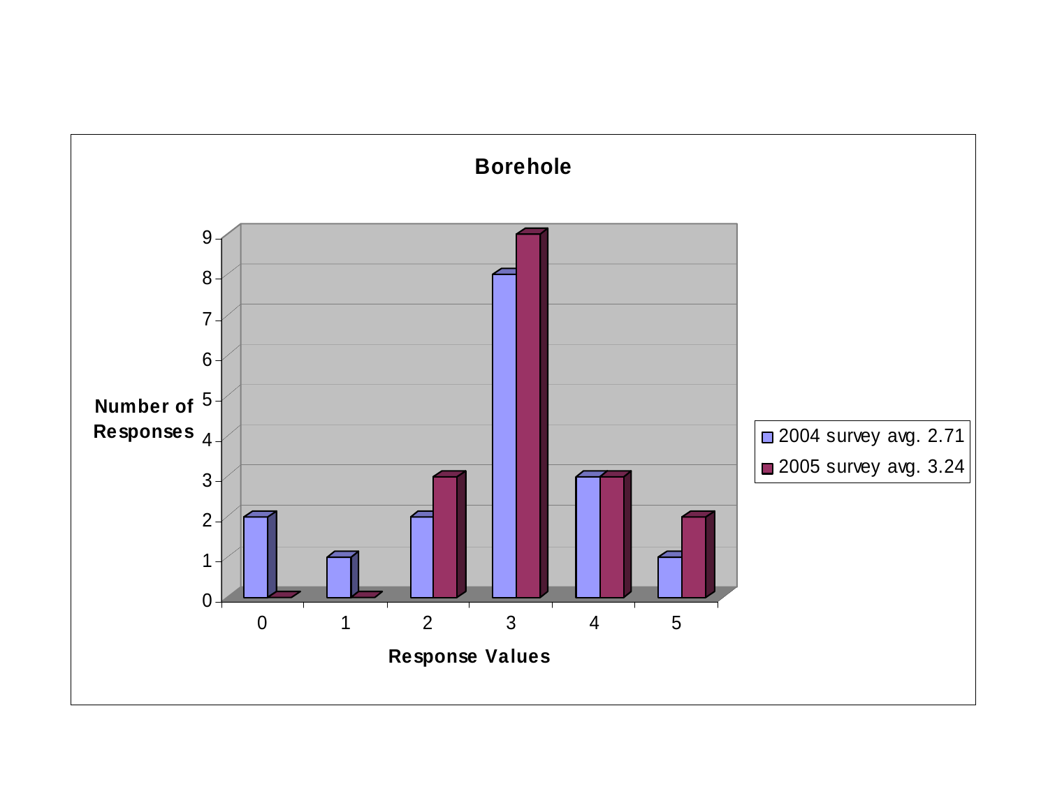**Borehole**

| Response Values | 2004 survey avg. 2.71 | 2005 survey avg. 3.24 |
| --- | --- | --- |
| 0 | 2 | 0 |
| 1 | 1 | 0 |
| 2 | 2 | 3 |
| 3 | 8 | 9 |
| 4 | 3 | 3 |
| 5 | 1 | 2 |

Number of Responses

Response Values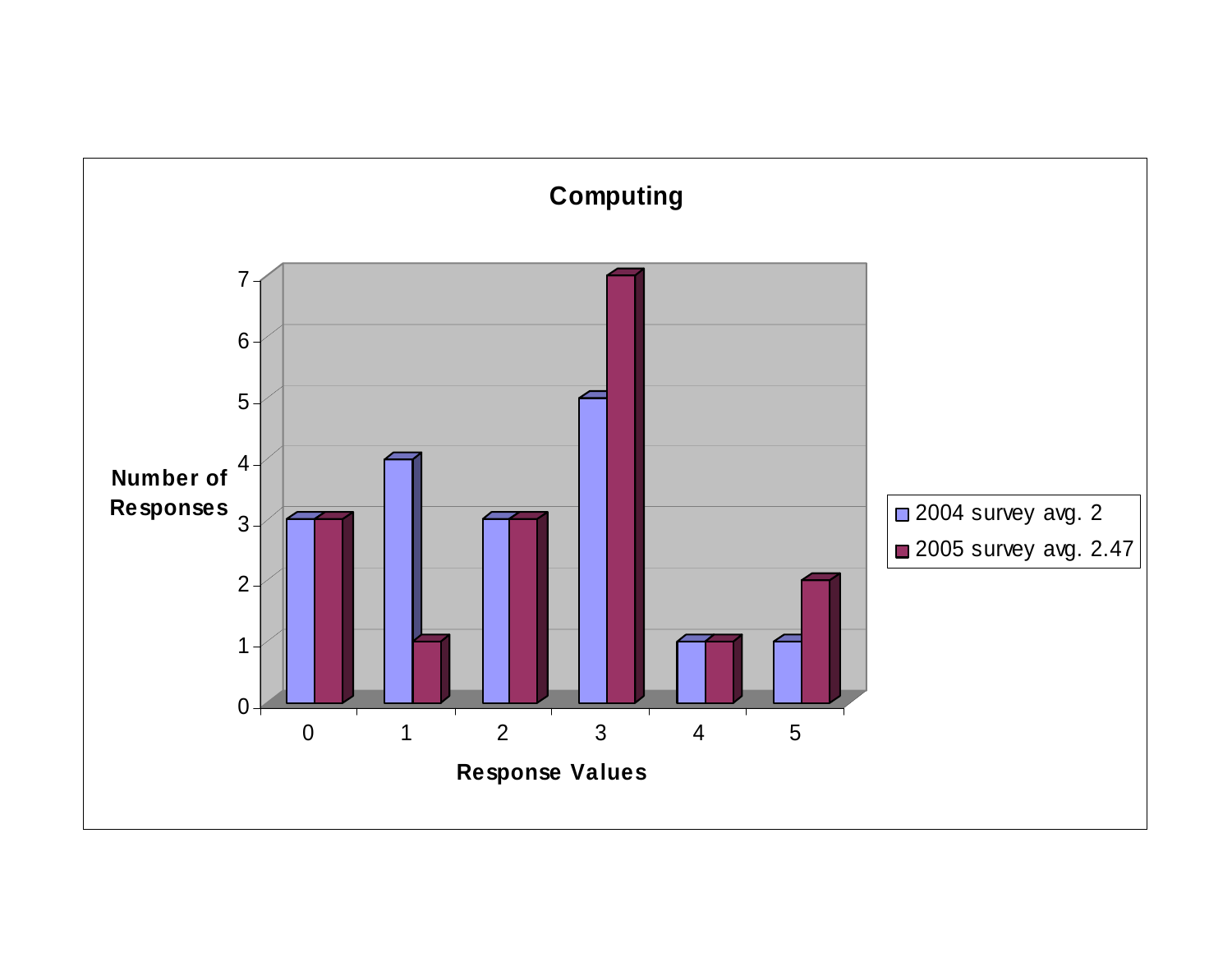## Computing

| Response Values | 2004 survey avg. 2 | 2005 survey avg. 2.47 |
|---|---|---|
| 0 | 3 | 3 |
| 1 | 4 | 1 |
| 2 | 3 | 3 |
| 3 | 5 | 7 |
| 4 | 1 | 1 |
| 5 | 1 | 2 |

Number of Responses

Response Values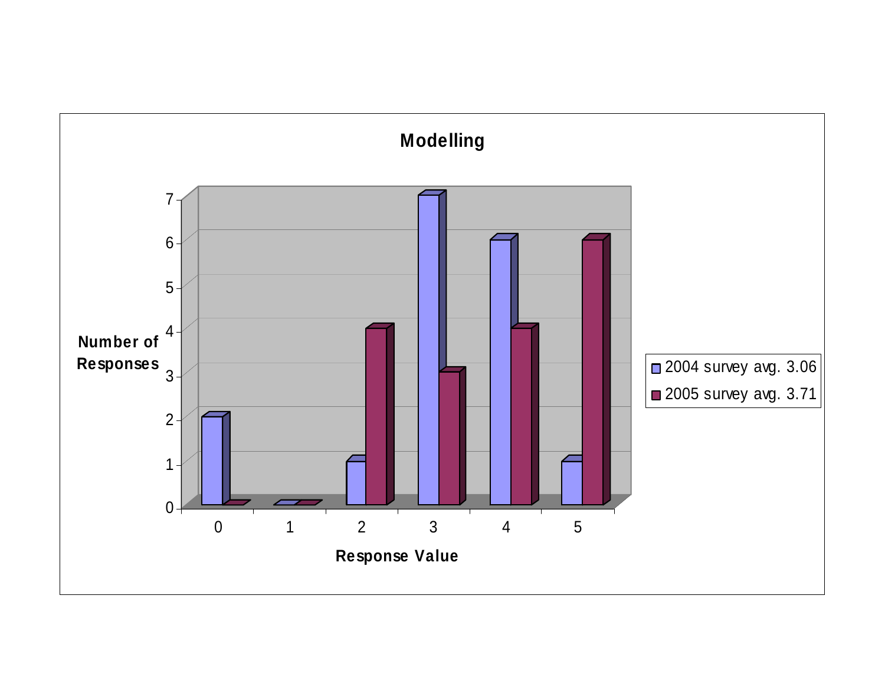## Modelling

| Response Value | 2004 survey avg. 3.06 | 2005 survey avg. 3.71 |
|---|---|---|
| 0 | 2 | 0 |
| 1 | 0 | 0 |
| 2 | 1 | 4 |
| 3 | 7 | 3 |
| 4 | 6 | 4 |
| 5 | 1 | 6 |

Number of Responses

Response Value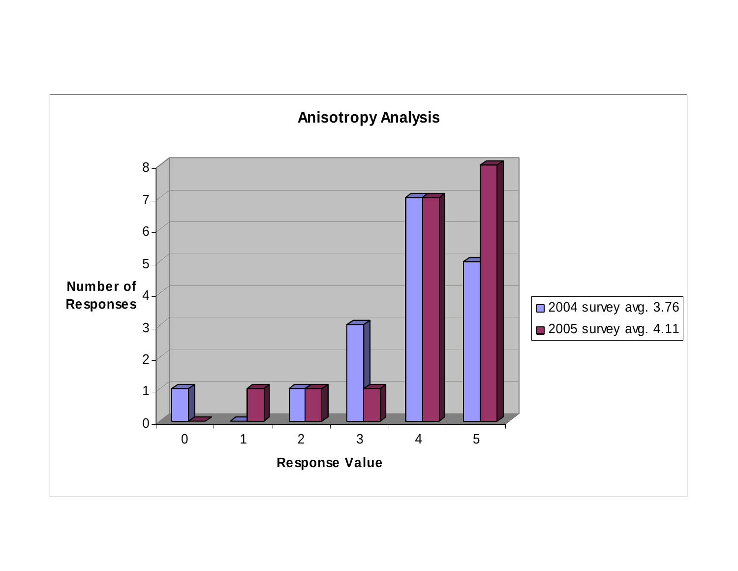## Anisotropy Analysis

| Response Value | 2004 survey avg. 3.76 | 2005 survey avg. 4.11 |
|---|---|---|
| 0 | 1 | 0 |
| 1 | 0 | 1 |
| 2 | 1 | 1 |
| 3 | 3 | 1 |
| 4 | 7 | 7 |
| 5 | 5 | 8 |

Number of Responses

Response Value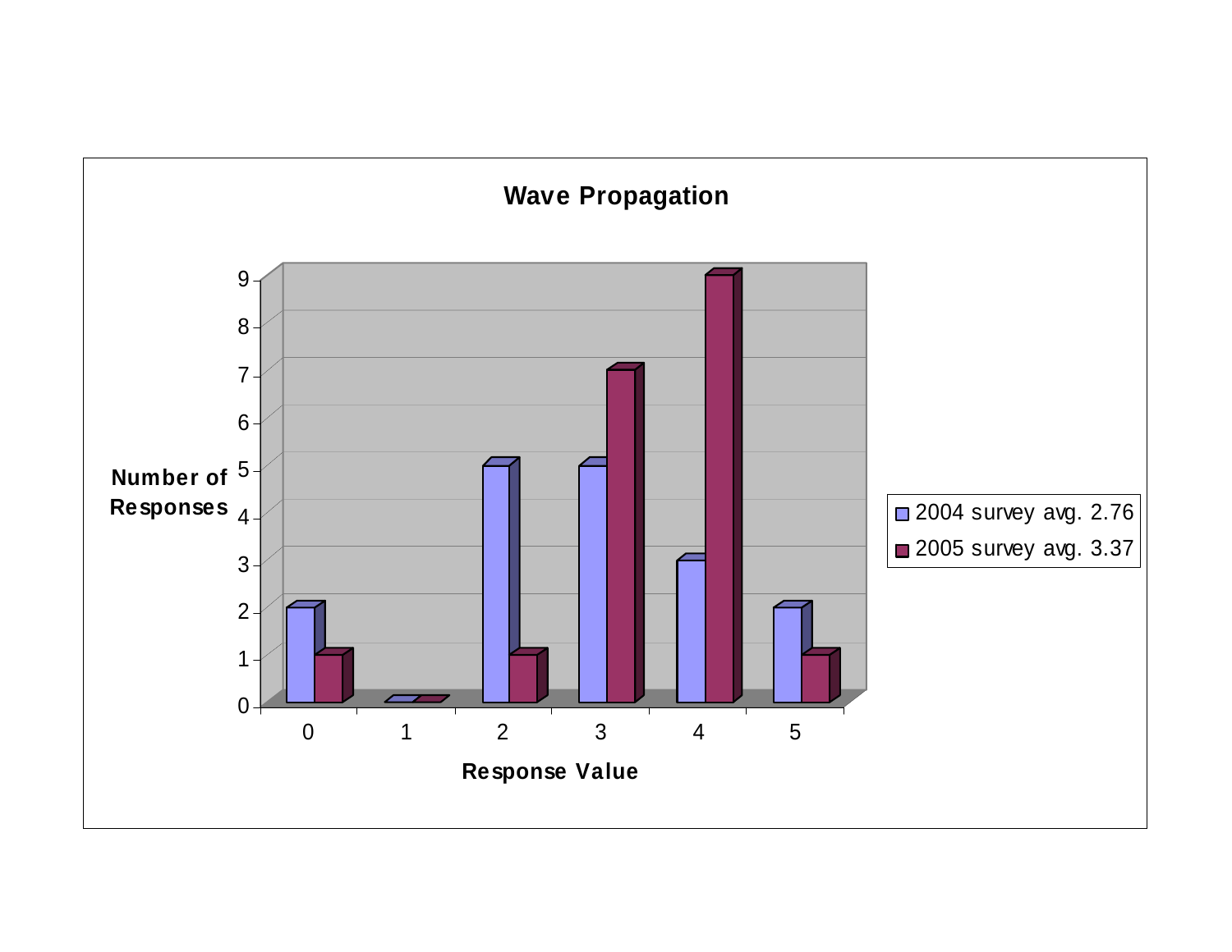**Wave Propagation**

| Response Value | 2004 survey avg. 2.76 | 2005 survey avg. 3.37 |
| --- | --- | --- |
| 0 | 2 | 1 |
| 1 | 0 | 0 |
| 2 | 5 | 1 |
| 3 | 5 | 7 |
| 4 | 3 | 9 |
| 5 | 2 | 1 |

Number of Responses (y-axis) vs. Response Value (x-axis)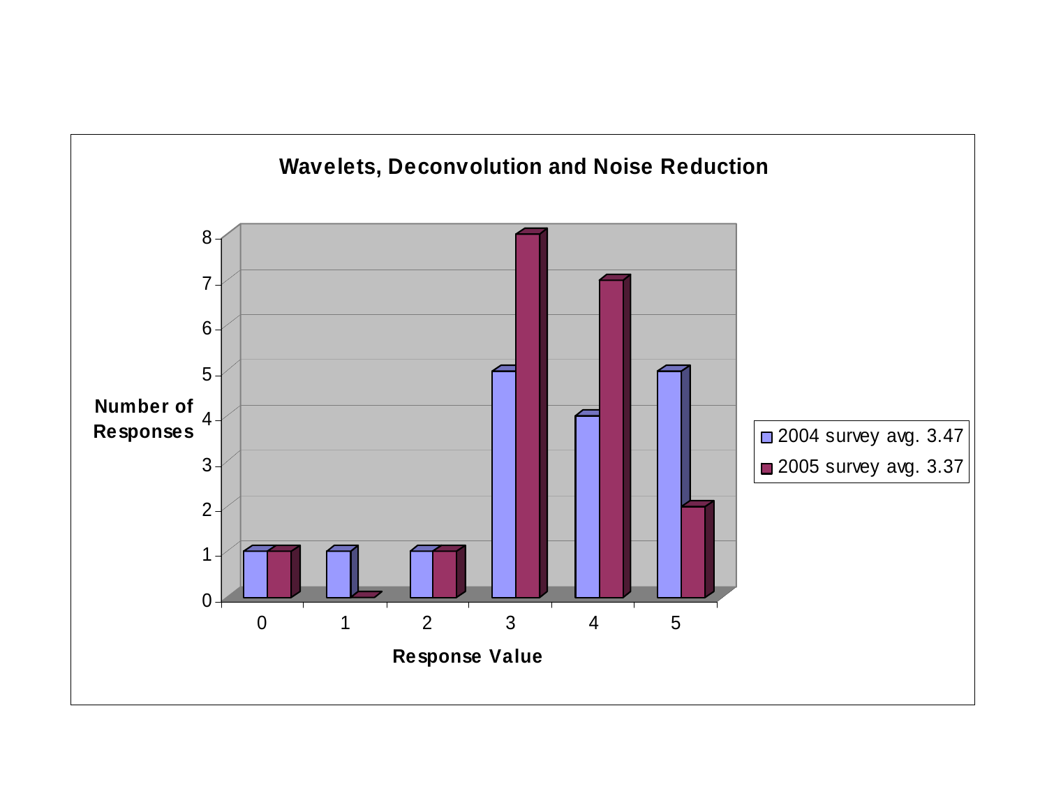## Wavelets, Deconvolution and Noise Reduction

| Response Value | 2004 survey avg. 3.47 | 2005 survey avg. 3.37 |
|---|---|---|
| 0 | 1 | 1 |
| 1 | 1 | 0 |
| 2 | 1 | 1 |
| 3 | 5 | 8 |
| 4 | 4 | 7 |
| 5 | 5 | 2 |

Number of Responses

Response Value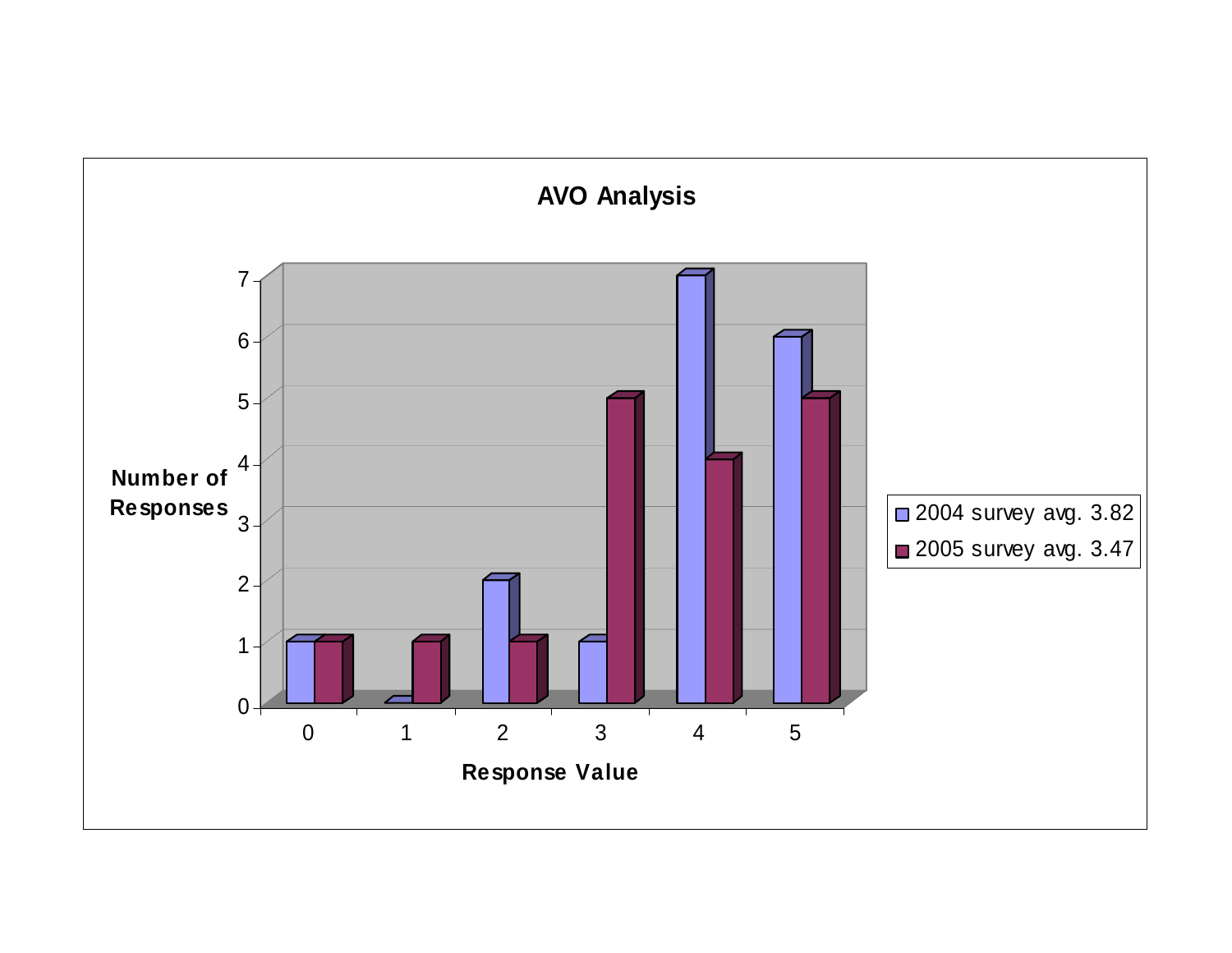**AVO Analysis**

| Response Value | 2004 survey avg. 3.82 | 2005 survey avg. 3.47 |
|---|---|---|
| 0 | 1 | 1 |
| 1 | 0 | 1 |
| 2 | 2 | 1 |
| 3 | 1 | 5 |
| 4 | 7 | 4 |
| 5 | 6 | 5 |

Number of Responses

Response Value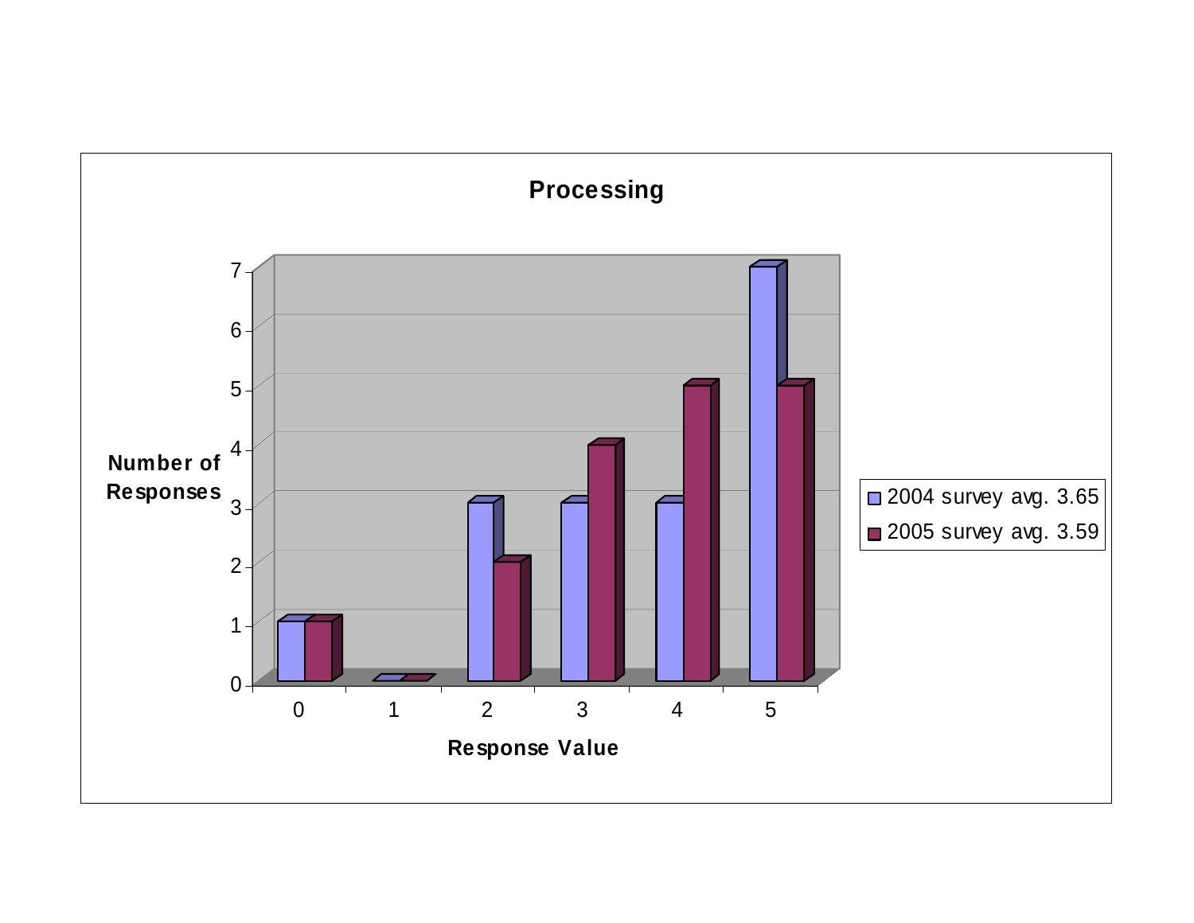**Processing**

| Response Value | 2004 survey avg. 3.65 | 2005 survey avg. 3.59 |
|---|---|---|
| 0 | 1 | 1 |
| 1 | 0 | 0 |
| 2 | 3 | 2 |
| 3 | 3 | 4 |
| 4 | 3 | 5 |
| 5 | 7 | 5 |

Number of Responses

Response Value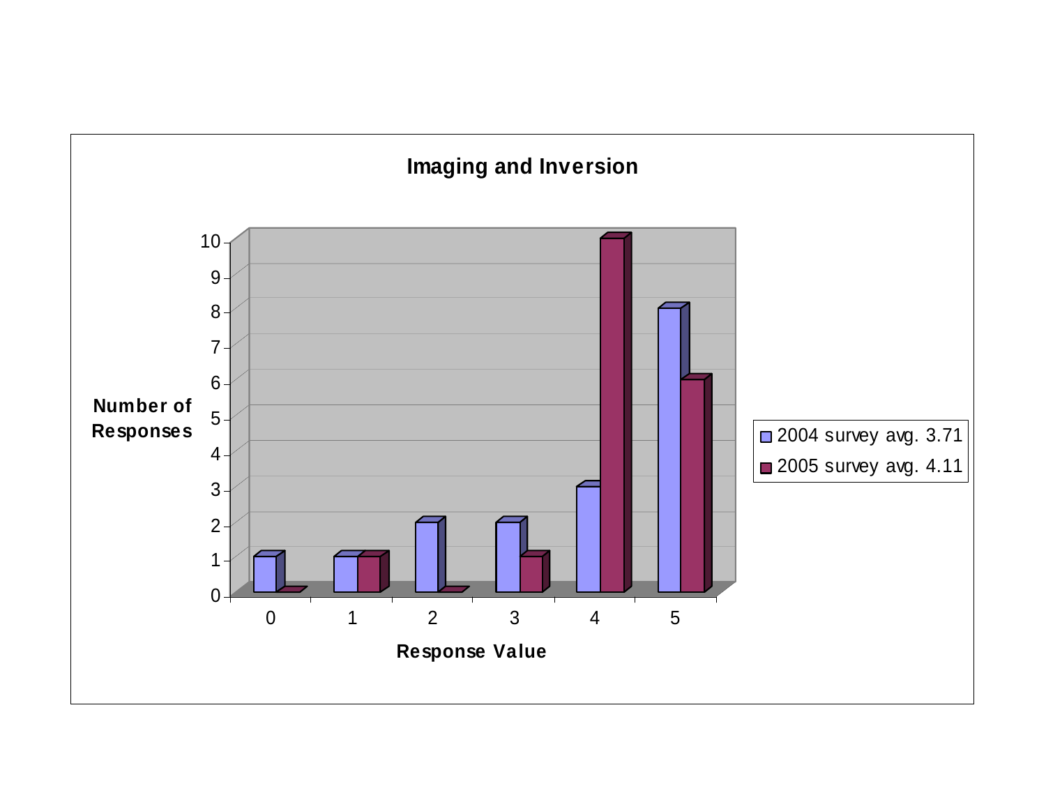## Imaging and Inversion

| Response Value | 2004 survey avg. 3.71 | 2005 survey avg. 4.11 |
|---|---|---|
| 0 | 1 | 0 |
| 1 | 1 | 1 |
| 2 | 2 | 0 |
| 3 | 2 | 1 |
| 4 | 3 | 10 |
| 5 | 8 | 6 |

Number of Responses

Response Value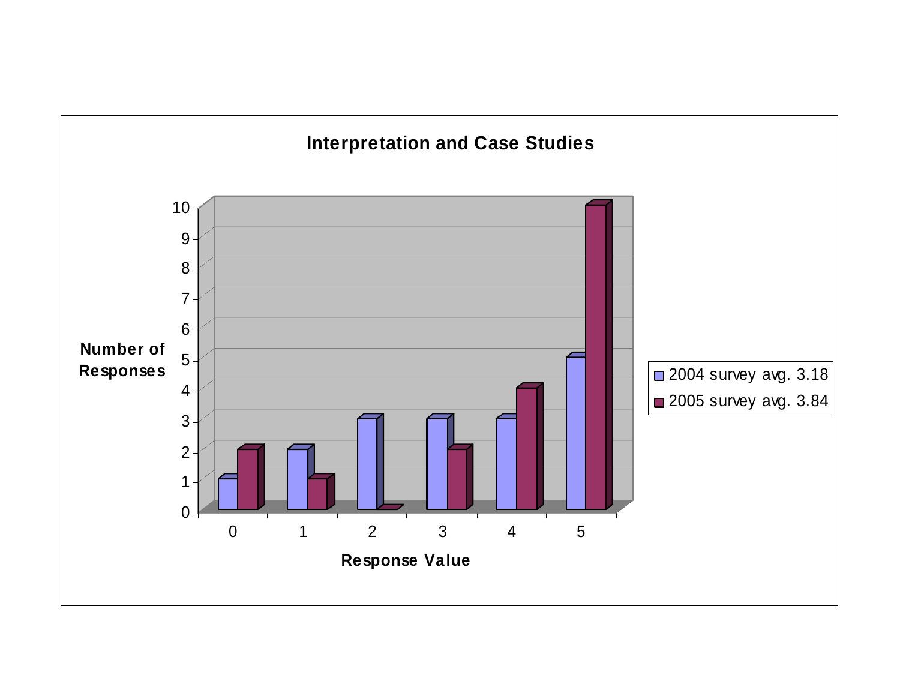## Interpretation and Case Studies

| Response Value | 2004 survey avg. 3.18 | 2005 survey avg. 3.84 |
|---|---|---|
| 0 | 1 | 2 |
| 1 | 2 | 1 |
| 2 | 3 | 0 |
| 3 | 3 | 2 |
| 4 | 3 | 4 |
| 5 | 5 | 10 |

Y-axis: Number of Responses (0–10)

X-axis: Response Value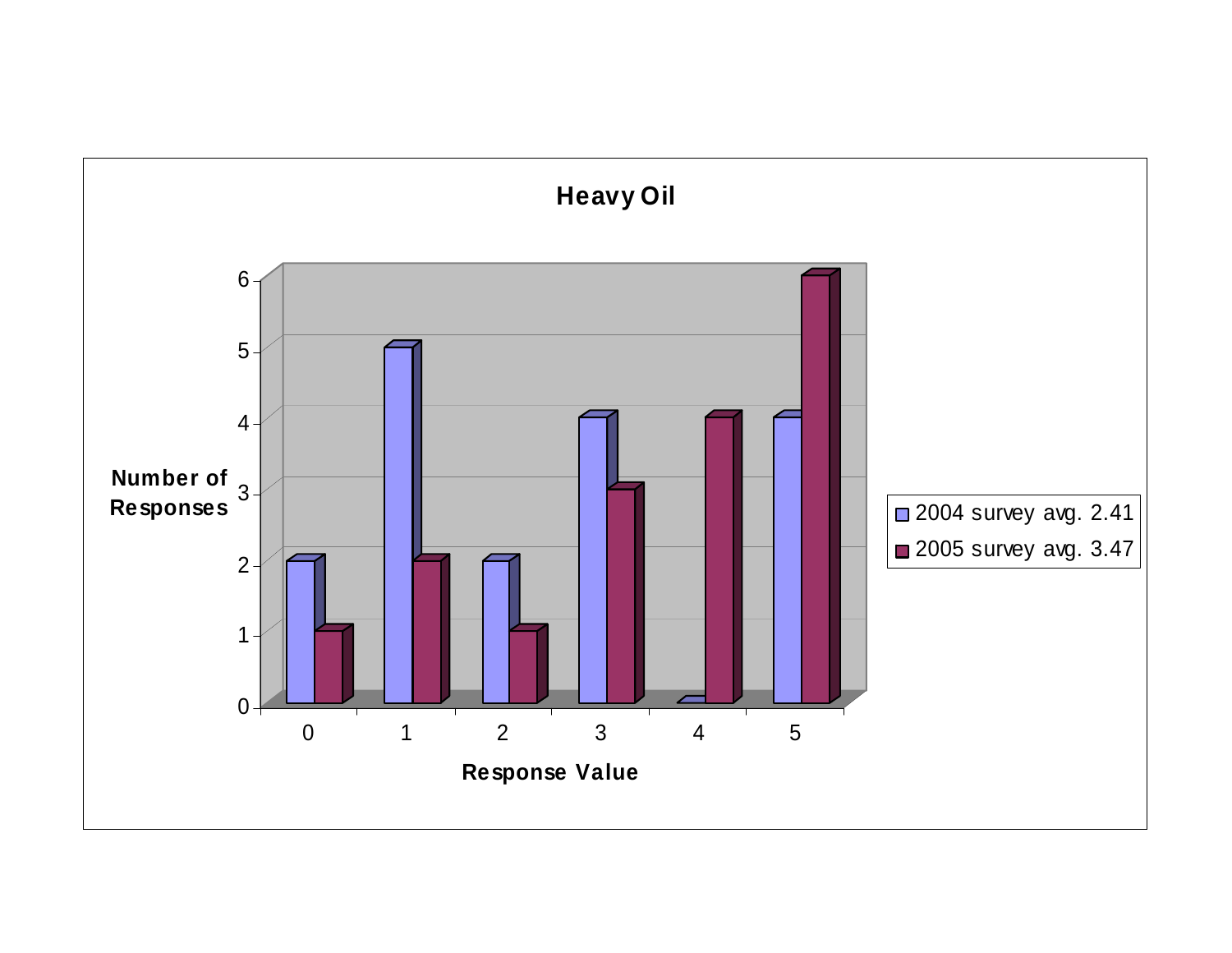## Heavy Oil

| Response Value | 2004 survey avg. 2.41 | 2005 survey avg. 3.47 |
|---|---|---|
| 0 | 2 | 1 |
| 1 | 5 | 2 |
| 2 | 2 | 1 |
| 3 | 4 | 3 |
| 4 | 0 | 4 |
| 5 | 4 | 6 |

Number of Responses

Response Value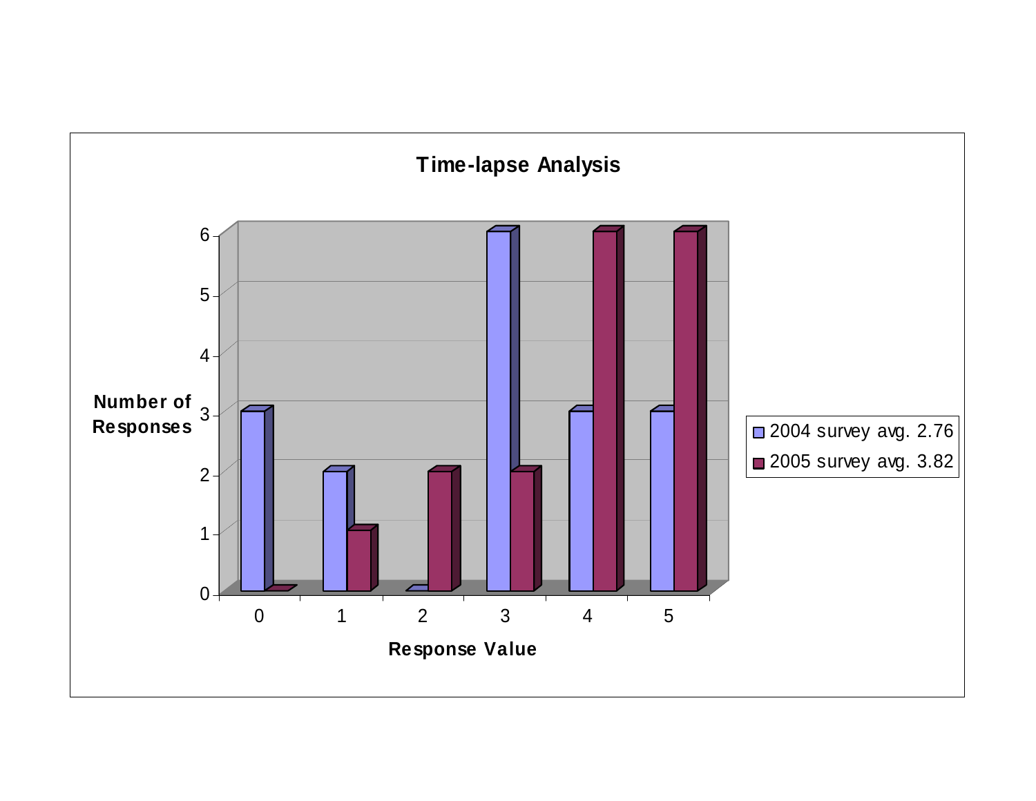**Time-lapse Analysis**

| Response Value | 2004 survey avg. 2.76 | 2005 survey avg. 3.82 |
|---|---|---|
| 0 | 3 | 0 |
| 1 | 2 | 1 |
| 2 | 0 | 2 |
| 3 | 6 | 2 |
| 4 | 3 | 6 |
| 5 | 3 | 6 |

Number of Responses

Response Value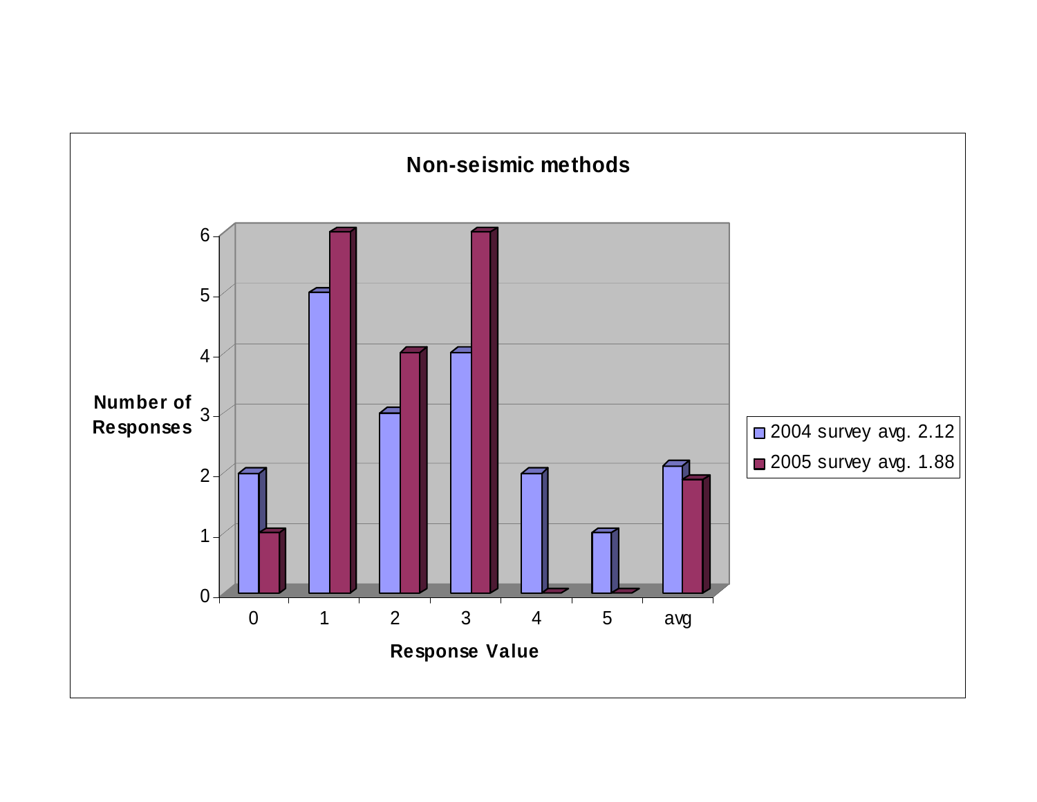## Non-seismic methods

| Response Value | 2004 survey avg. 2.12 | 2005 survey avg. 1.88 |
|---|---|---|
| 0 | 2 | 1 |
| 1 | 5 | 6 |
| 2 | 3 | 4 |
| 3 | 4 | 6 |
| 4 | 2 | 0 |
| 5 | 1 | 0 |
| avg | 2.12 | 1.88 |

Number of Responses

Response Value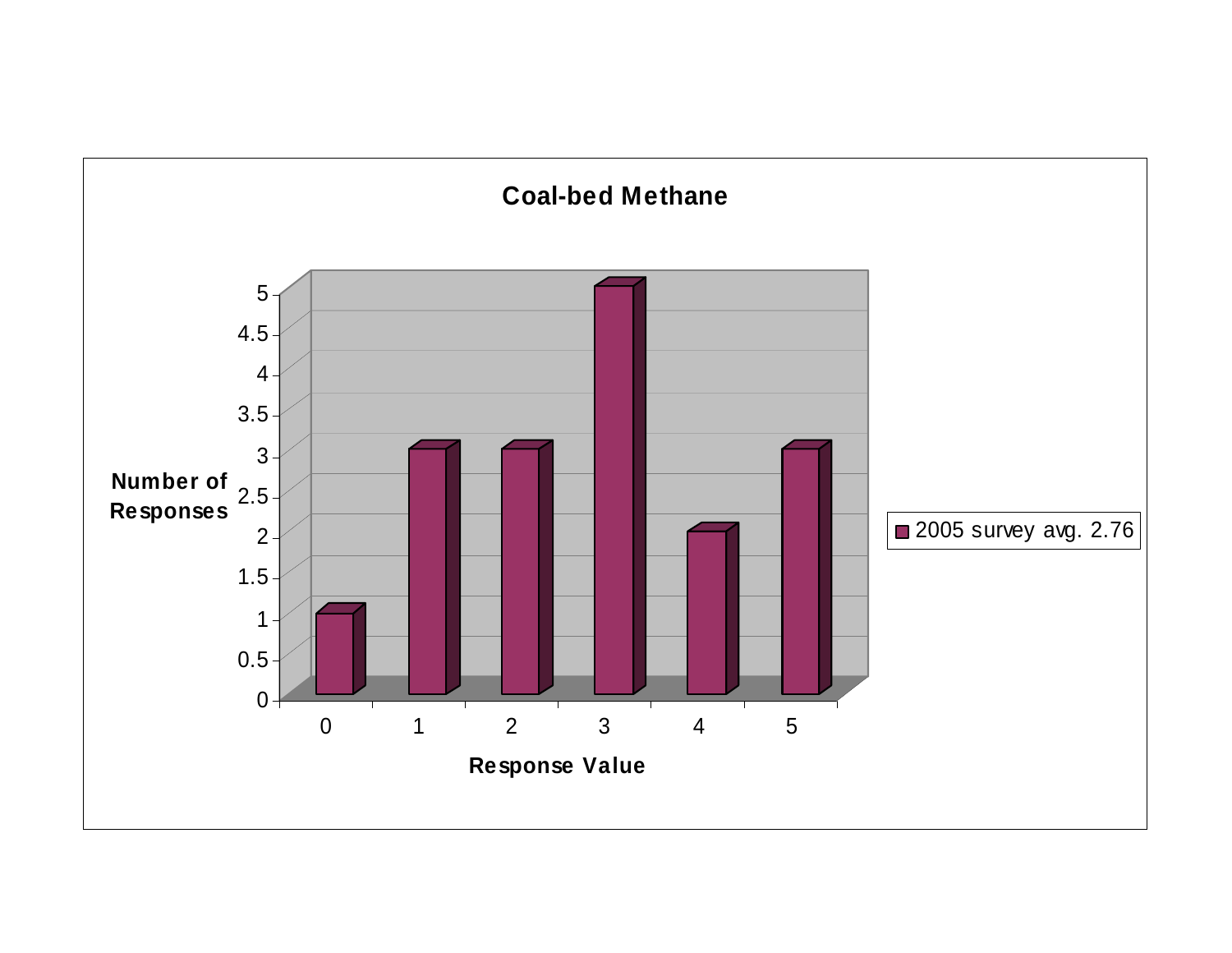## Coal-bed Methane

| Response Value | Number of Responses |
|---|---|
| 0 | 1 |
| 1 | 3 |
| 2 | 3 |
| 3 | 5 |
| 4 | 2 |
| 5 | 3 |

2005 survey avg. 2.76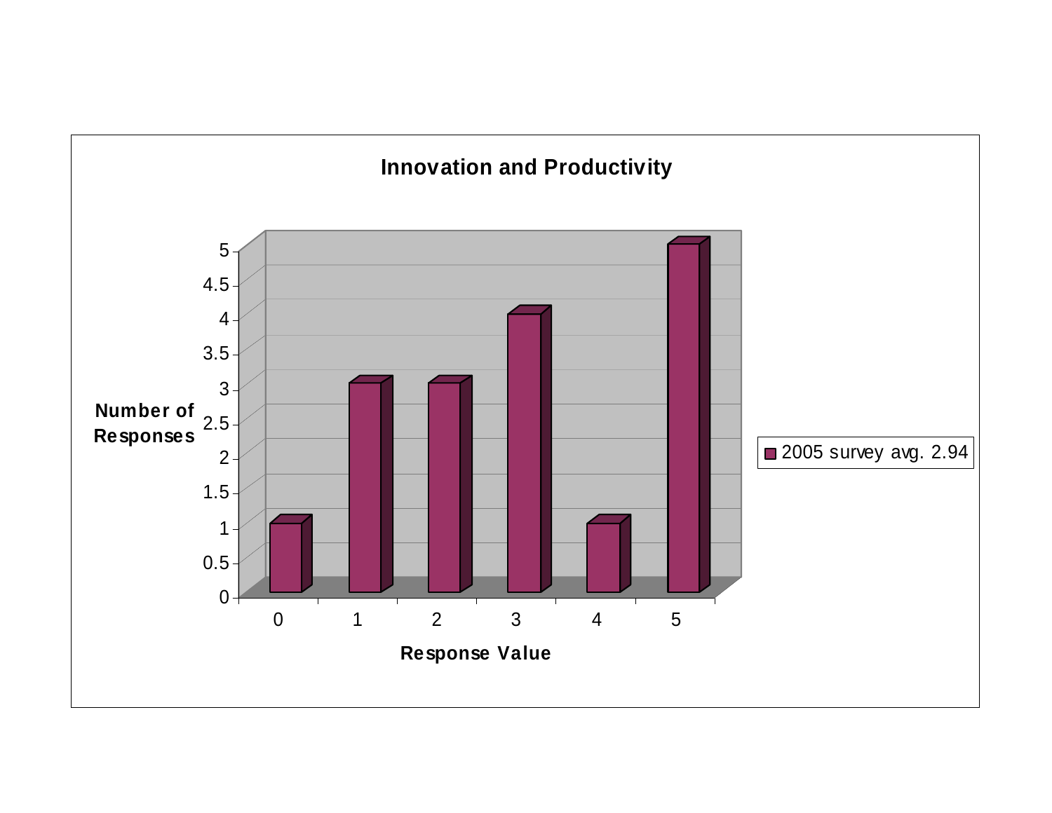**Innovation and Productivity**

| Response Value | Number of Responses |
| --- | --- |
| 0 | 1 |
| 1 | 3 |
| 2 | 3 |
| 3 | 4 |
| 4 | 1 |
| 5 | 5 |

2005 survey avg. 2.94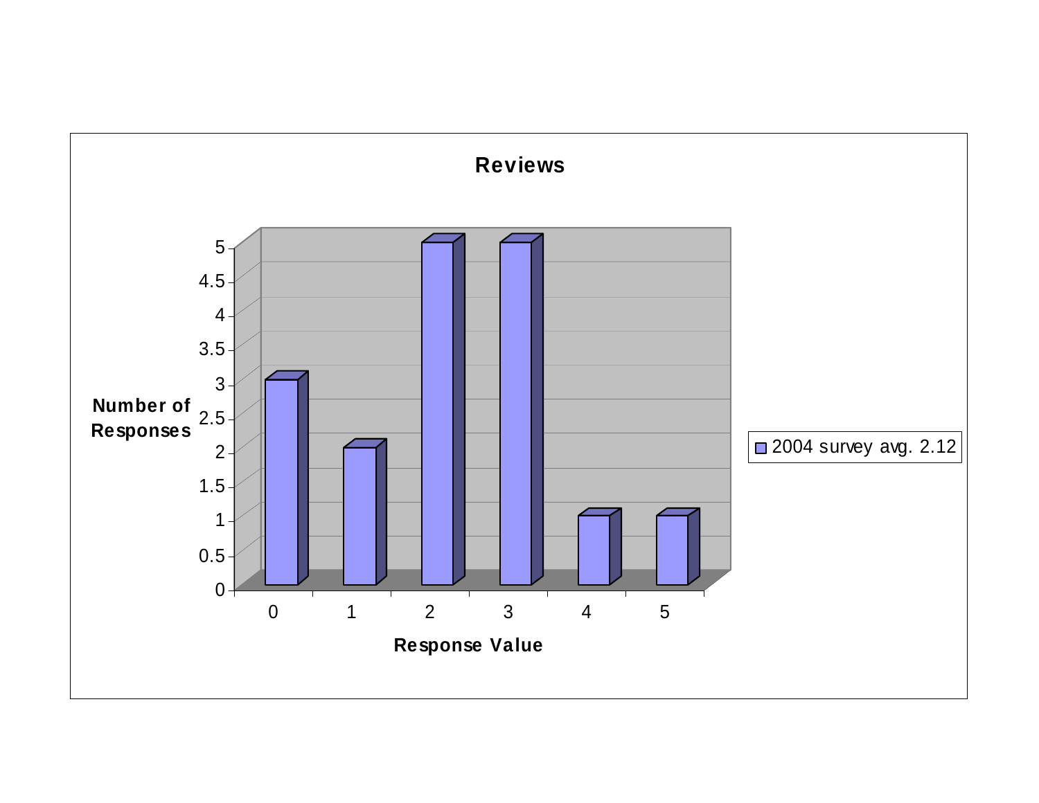## Reviews

| Response Value | Number of Responses |
|---|---|
| 0 | 3 |
| 1 | 2 |
| 2 | 5 |
| 3 | 5 |
| 4 | 1 |
| 5 | 1 |

2004 survey avg. 2.12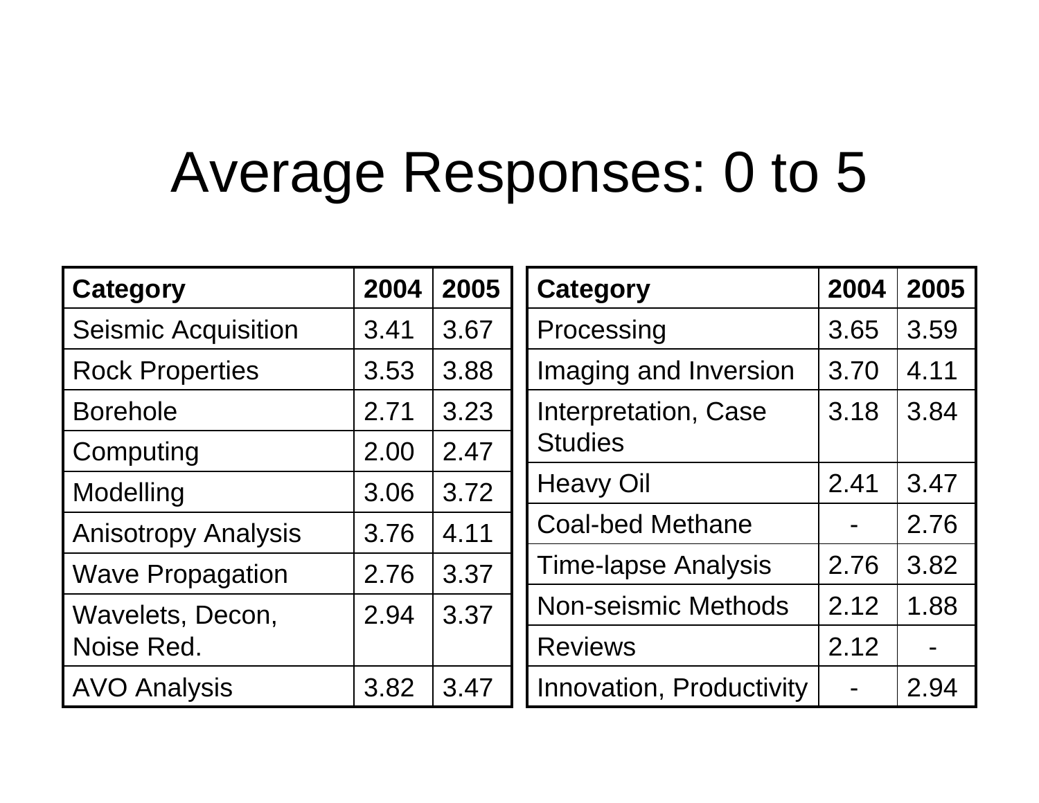# Average Responses: 0 to 5

| Category | 2004 | 2005 |
|---|---|---|
| Seismic Acquisition | 3.41 | 3.67 |
| Rock Properties | 3.53 | 3.88 |
| Borehole | 2.71 | 3.23 |
| Computing | 2.00 | 2.47 |
| Modelling | 3.06 | 3.72 |
| Anisotropy Analysis | 3.76 | 4.11 |
| Wave Propagation | 2.76 | 3.37 |
| Wavelets, Decon, Noise Red. | 2.94 | 3.37 |
| AVO Analysis | 3.82 | 3.47 |

| Category | 2004 | 2005 |
|---|---|---|
| Processing | 3.65 | 3.59 |
| Imaging and Inversion | 3.70 | 4.11 |
| Interpretation, Case Studies | 3.18 | 3.84 |
| Heavy Oil | 2.41 | 3.47 |
| Coal-bed Methane | - | 2.76 |
| Time-lapse Analysis | 2.76 | 3.82 |
| Non-seismic Methods | 2.12 | 1.88 |
| Reviews | 2.12 | - |
| Innovation, Productivity | - | 2.94 |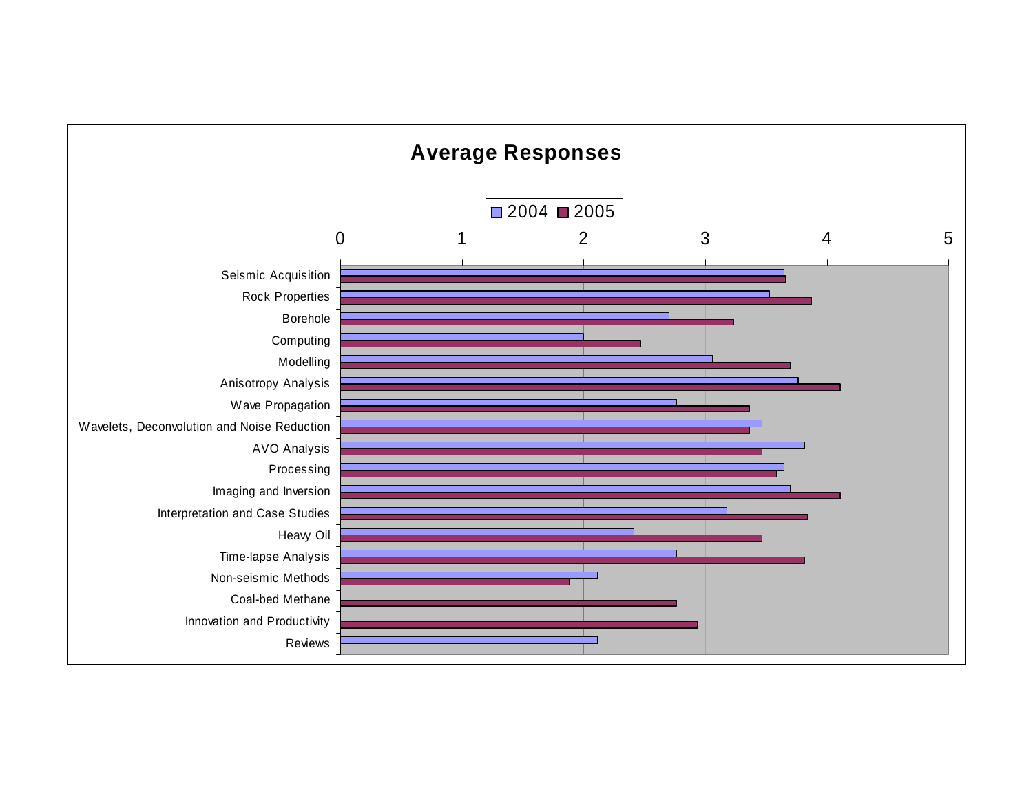## Average Responses

| Category | 2004 | 2005 |
| --- | --- | --- |
| Seismic Acquisition | 3.65 | 3.67 |
| Rock Properties | 3.53 | 3.88 |
| Borehole | 2.71 | 3.24 |
| Computing | 2.00 | 2.47 |
| Modelling | 3.07 | 3.71 |
| Anisotropy Analysis | 3.77 | 4.12 |
| Wave Propagation | 2.77 | 3.37 |
| Wavelets, Deconvolution and Noise Reduction | 3.47 | 3.37 |
| AVO Analysis | 3.82 | 3.47 |
| Processing | 3.65 | 3.59 |
| Imaging and Inversion | 3.71 | 4.12 |
| Interpretation and Case Studies | 3.18 | 3.85 |
| Heavy Oil | 2.42 | 3.47 |
| Time-lapse Analysis | 2.77 | 3.82 |
| Non-seismic Methods | 2.12 | 1.89 |
| Coal-bed Methane | | 2.77 |
| Innovation and Productivity | | 2.94 |
| Reviews | 2.12 | |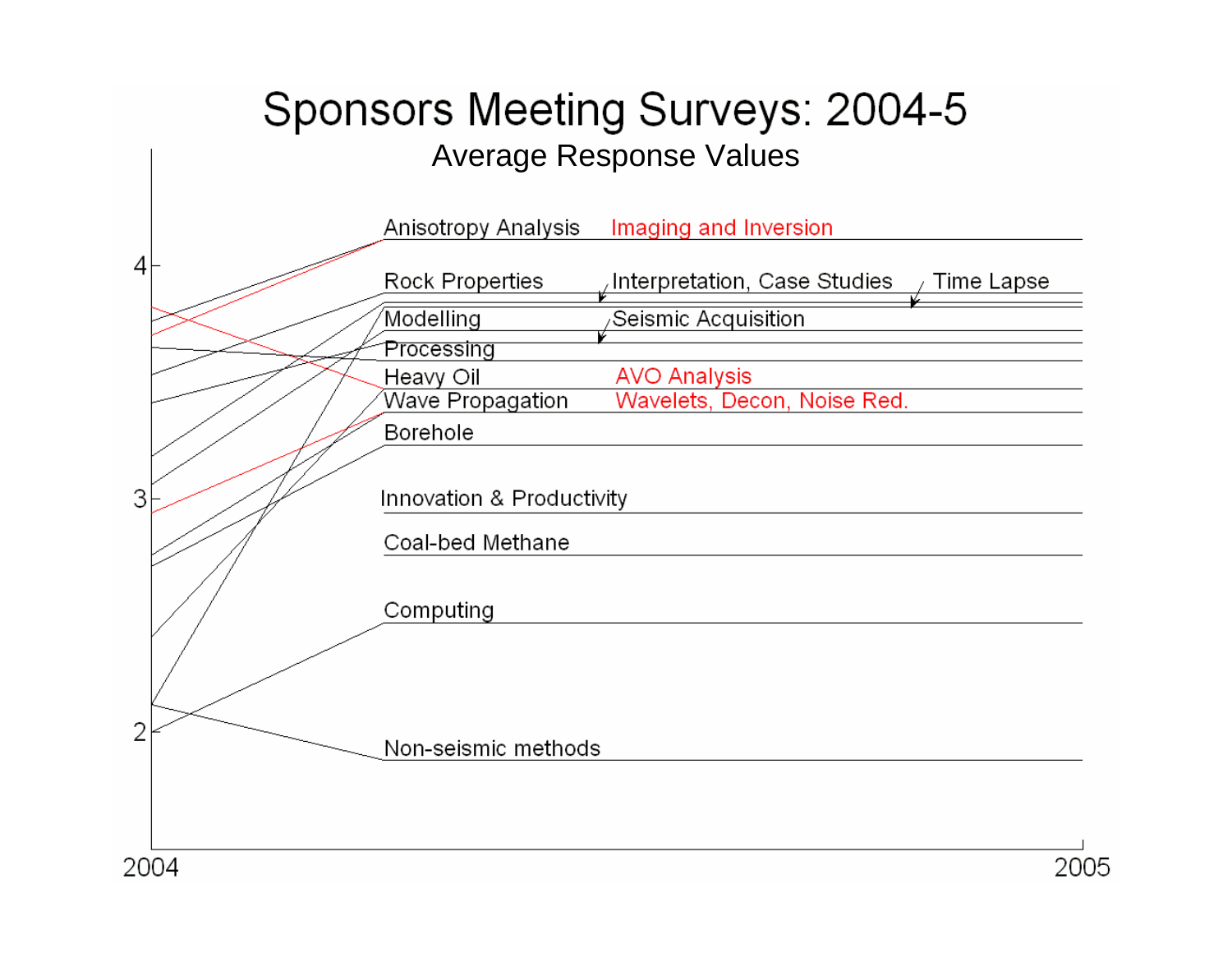# Sponsors Meeting Surveys: 2004-5

## Average Response Values

Anisotropy Analysis
Imaging and Inversion
Rock Properties
Interpretation, Case Studies
Time Lapse
Modelling
Seismic Acquisition
Processing
Heavy Oil
AVO Analysis
Wave Propagation
Wavelets, Decon, Noise Red.
Borehole
Innovation & Productivity
Coal-bed Methane
Computing
Non-seismic methods

4
3
2

2004
2005